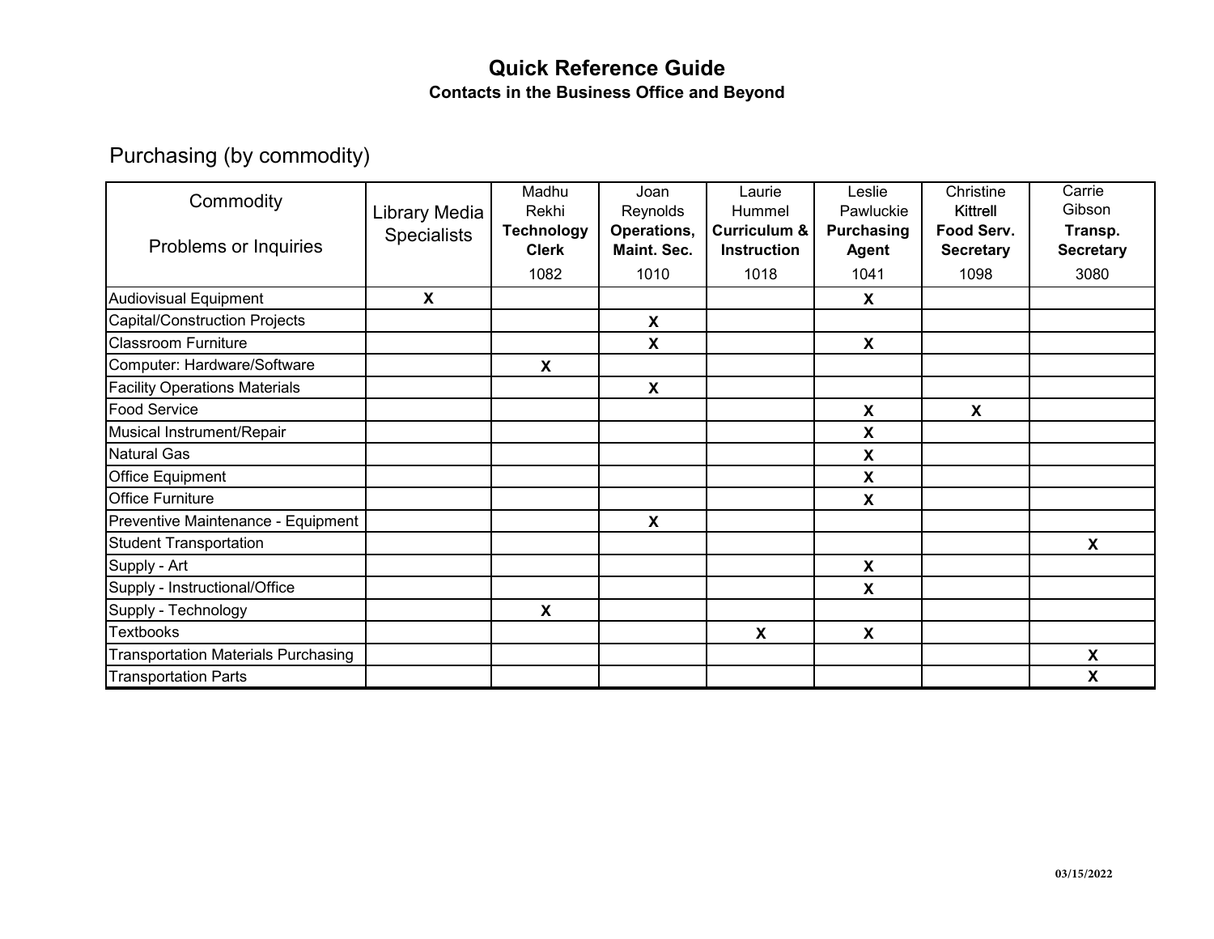# Quick Reference Guide

## Contacts in the Business Office and Beyond

### Purchasing (by commodity)

| Commodity<br><br>Problems or Inquiries | Library Media Specialists | Madhu Rekhi **Technology Clerk** 1082 | Joan Reynolds **Operations, Maint. Sec.** 1010 | Laurie Hummel **Curriculum & Instruction** 1018 | Leslie Pawluckie **Purchasing Agent** 1041 | Christine Kittrell **Food Serv. Secretary** 1098 | Carrie Gibson **Transp. Secretary** 3080 |
|---|---|---|---|---|---|---|---|
| Audiovisual Equipment | **X** | | | | **X** | | |
| Capital/Construction Projects | | | **X** | | | | |
| Classroom Furniture | | | **X** | | **X** | | |
| Computer: Hardware/Software | | **X** | | | | | |
| Facility Operations Materials | | | **X** | | | | |
| Food Service | | | | | **X** | **X** | |
| Musical Instrument/Repair | | | | | **X** | | |
| Natural Gas | | | | | **X** | | |
| Office Equipment | | | | | **X** | | |
| Office Furniture | | | | | **X** | | |
| Preventive Maintenance - Equipment | | | **X** | | | | |
| Student Transportation | | | | | | | **X** |
| Supply - Art | | | | | **X** | | |
| Supply - Instructional/Office | | | | | **X** | | |
| Supply - Technology | | **X** | | | | | |
| Textbooks | | | | **X** | **X** | | |
| Transportation Materials Purchasing | | | | | | | **X** |
| Transportation Parts | | | | | | | **X** |

03/15/2022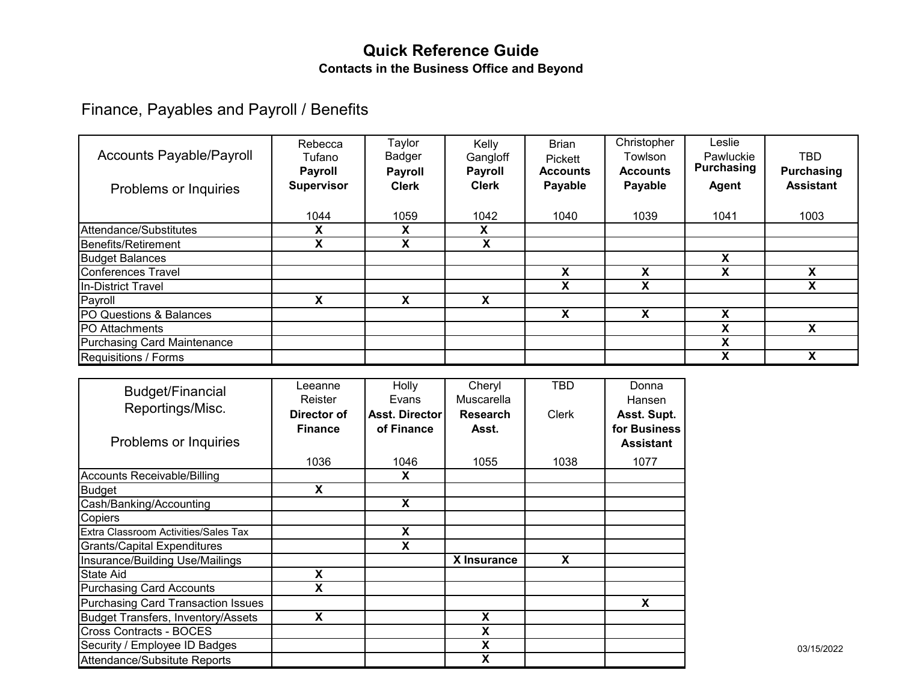# Quick Reference Guide

## Contacts in the Business Office and Beyond

### Finance, Payables and Payroll / Benefits

| Accounts Payable/Payroll Problems or Inquiries | Rebecca Tufano **Payroll Supervisor** 1044 | Taylor Badger **Payroll Clerk** 1059 | Kelly Gangloff **Payroll Clerk** 1042 | Brian Pickett **Accounts Payable** 1040 | Christopher Towlson **Accounts Payable** 1039 | Leslie Pawluckie **Purchasing Agent** 1041 | TBD **Purchasing Assistant** 1003 |
|---|---|---|---|---|---|---|---|
| Attendance/Substitutes | X | X | X | | | | |
| Benefits/Retirement | X | X | X | | | | |
| Budget Balances | | | | | | X | |
| Conferences Travel | | | | X | X | X | X |
| In-District Travel | | | | X | X | | X |
| Payroll | X | X | X | | | | |
| PO Questions & Balances | | | | X | X | X | |
| PO Attachments | | | | | | X | X |
| Purchasing Card Maintenance | | | | | | X | |
| Requisitions / Forms | | | | | | X | X |

| Budget/Financial Reportings/Misc. Problems or Inquiries | Leeanne Reister **Director of Finance** 1036 | Holly Evans **Asst. Director of Finance** 1046 | Cheryl Muscarella **Research Asst.** 1055 | TBD Clerk 1038 | Donna Hansen **Asst. Supt. for Business Assistant** 1077 |
|---|---|---|---|---|---|
| Accounts Receivable/Billing | | X | | | |
| Budget | X | | | | |
| Cash/Banking/Accounting | | X | | | |
| Copiers | | | | | |
| Extra Classroom Activities/Sales Tax | | X | | | |
| Grants/Capital Expenditures | | X | | | |
| Insurance/Building Use/Mailings | | | X Insurance | X | |
| State Aid | X | | | | |
| Purchasing Card Accounts | X | | | | |
| Purchasing Card Transaction Issues | | | | | X |
| Budget Transfers, Inventory/Assets | X | | X | | |
| Cross Contracts - BOCES | | | X | | |
| Security / Employee ID Badges | | | X | | |
| Attendance/Subsitute Reports | | | X | | |

03/15/2022